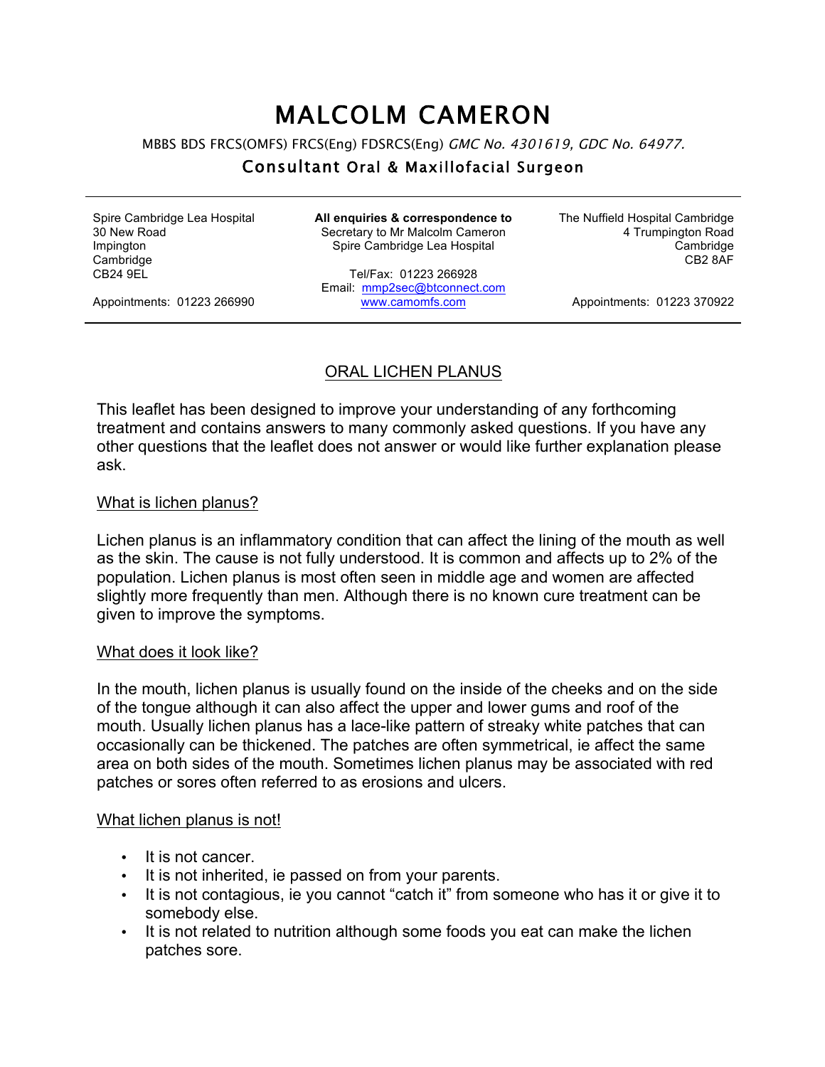# MALCOLM CAMERON

MBBS BDS FRCS(OMFS) FRCS(Eng) FDSRCS(Eng) *GMC No. 4301619, GDC No. 64977.*

## Consultant Oral & Maxillofacial Surgeon

Spire Cambridge Lea Hospital
30 New Road
Impington
Cambridge
CB24 9EL

Appointments: 01223 266990

**All enquiries & correspondence to**
Secretary to Mr Malcolm Cameron
Spire Cambridge Lea Hospital

Tel/Fax: 01223 266928
Email: mmp2sec@btconnect.com
www.camomfs.com

The Nuffield Hospital Cambridge
4 Trumpington Road
Cambridge
CB2 8AF

Appointments: 01223 370922

---

## ORAL LICHEN PLANUS

This leaflet has been designed to improve your understanding of any forthcoming treatment and contains answers to many commonly asked questions. If you have any other questions that the leaflet does not answer or would like further explanation please ask.

### What is lichen planus?

Lichen planus is an inflammatory condition that can affect the lining of the mouth as well as the skin. The cause is not fully understood. It is common and affects up to 2% of the population. Lichen planus is most often seen in middle age and women are affected slightly more frequently than men. Although there is no known cure treatment can be given to improve the symptoms.

### What does it look like?

In the mouth, lichen planus is usually found on the inside of the cheeks and on the side of the tongue although it can also affect the upper and lower gums and roof of the mouth. Usually lichen planus has a lace-like pattern of streaky white patches that can occasionally can be thickened. The patches are often symmetrical, ie affect the same area on both sides of the mouth. Sometimes lichen planus may be associated with red patches or sores often referred to as erosions and ulcers.

### What lichen planus is not!

- It is not cancer.
- It is not inherited, ie passed on from your parents.
- It is not contagious, ie you cannot "catch it" from someone who has it or give it to somebody else.
- It is not related to nutrition although some foods you eat can make the lichen patches sore.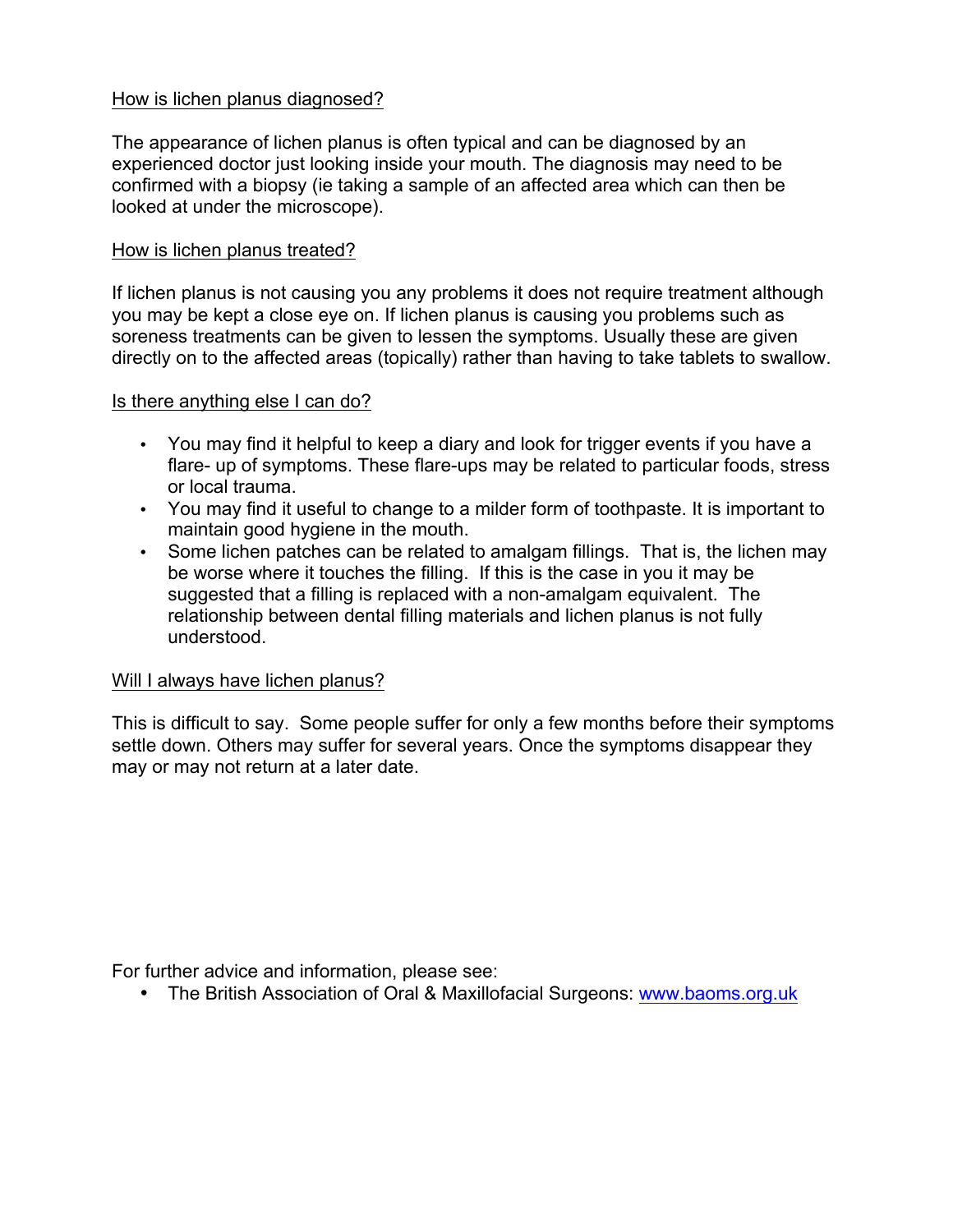## How is lichen planus diagnosed?

The appearance of lichen planus is often typical and can be diagnosed by an experienced doctor just looking inside your mouth. The diagnosis may need to be confirmed with a biopsy (ie taking a sample of an affected area which can then be looked at under the microscope).

## How is lichen planus treated?

If lichen planus is not causing you any problems it does not require treatment although you may be kept a close eye on. If lichen planus is causing you problems such as soreness treatments can be given to lessen the symptoms. Usually these are given directly on to the affected areas (topically) rather than having to take tablets to swallow.

## Is there anything else I can do?

- You may find it helpful to keep a diary and look for trigger events if you have a flare- up of symptoms. These flare-ups may be related to particular foods, stress or local trauma.
- You may find it useful to change to a milder form of toothpaste. It is important to maintain good hygiene in the mouth.
- Some lichen patches can be related to amalgam fillings. That is, the lichen may be worse where it touches the filling. If this is the case in you it may be suggested that a filling is replaced with a non-amalgam equivalent. The relationship between dental filling materials and lichen planus is not fully understood.

## Will I always have lichen planus?

This is difficult to say. Some people suffer for only a few months before their symptoms settle down. Others may suffer for several years. Once the symptoms disappear they may or may not return at a later date.

For further advice and information, please see:

- The British Association of Oral & Maxillofacial Surgeons: [www.baoms.org.uk](http://www.baoms.org.uk)